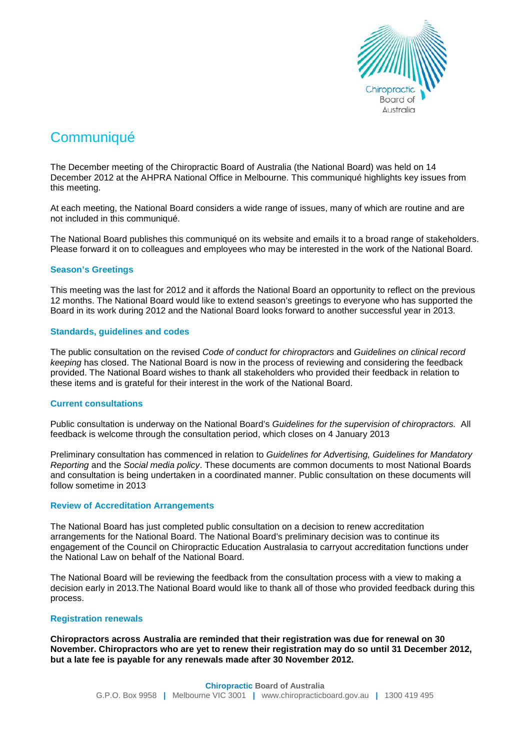# Communiqué

The December meeting of the Chiropractic Board of Australia (the National Board) was held on 14 December 2012 at the AHPRA National Office in Melbourne. This communiqué highlights key issues from this meeting.

At each meeting, the National Board considers a wide range of issues, many of which are routine and are not included in this communiqué.

The National Board publishes this communiqué on its website and emails it to a broad range of stakeholders. Please forward it on to colleagues and employees who may be interested in the work of the National Board.

### Season's Greetings

This meeting was the last for 2012 and it affords the National Board an opportunity to reflect on the previous 12 months. The National Board would like to extend season's greetings to everyone who has supported the Board in its work during 2012 and the National Board looks forward to another successful year in 2013.

### Standards, guidelines and codes

The public consultation on the revised *Code of conduct for chiropractors* and *Guidelines on clinical record keeping* has closed. The National Board is now in the process of reviewing and considering the feedback provided. The National Board wishes to thank all stakeholders who provided their feedback in relation to these items and is grateful for their interest in the work of the National Board.

### Current consultations

Public consultation is underway on the National Board's *Guidelines for the supervision of chiropractors.* All feedback is welcome through the consultation period, which closes on 4 January 2013

Preliminary consultation has commenced in relation to *Guidelines for Advertising, Guidelines for Mandatory Reporting* and the *Social media policy*. These documents are common documents to most National Boards and consultation is being undertaken in a coordinated manner. Public consultation on these documents will follow sometime in 2013

### Review of Accreditation Arrangements

The National Board has just completed public consultation on a decision to renew accreditation arrangements for the National Board. The National Board's preliminary decision was to continue its engagement of the Council on Chiropractic Education Australasia to carryout accreditation functions under the National Law on behalf of the National Board.

The National Board will be reviewing the feedback from the consultation process with a view to making a decision early in 2013.The National Board would like to thank all of those who provided feedback during this process.

### Registration renewals

**Chiropractors across Australia are reminded that their registration was due for renewal on 30 November. Chiropractors who are yet to renew their registration may do so until 31 December 2012, but a late fee is payable for any renewals made after 30 November 2012.**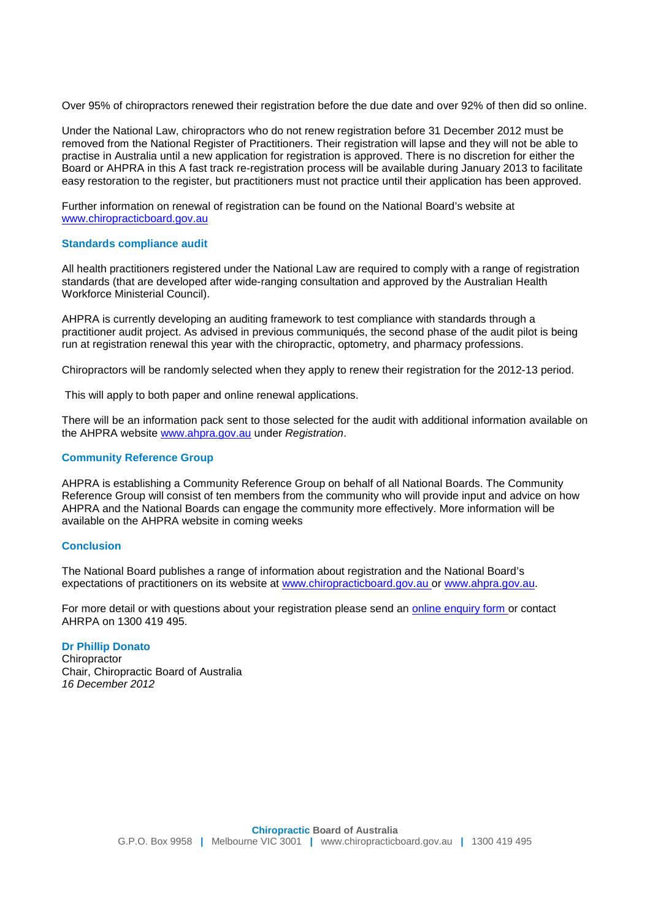Over 95% of chiropractors renewed their registration before the due date and over 92% of then did so online.

Under the National Law, chiropractors who do not renew registration before 31 December 2012 must be removed from the National Register of Practitioners. Their registration will lapse and they will not be able to practise in Australia until a new application for registration is approved. There is no discretion for either the Board or AHPRA in this A fast track re-registration process will be available during January 2013 to facilitate easy restoration to the register, but practitioners must not practice until their application has been approved.

Further information on renewal of registration can be found on the National Board's website at [www.chiropracticboard.gov.au](www.chiropracticboard.gov.au)

### Standards compliance audit

All health practitioners registered under the National Law are required to comply with a range of registration standards (that are developed after wide-ranging consultation and approved by the Australian Health Workforce Ministerial Council).

AHPRA is currently developing an auditing framework to test compliance with standards through a practitioner audit project. As advised in previous communiqués, the second phase of the audit pilot is being run at registration renewal this year with the chiropractic, optometry, and pharmacy professions.

Chiropractors will be randomly selected when they apply to renew their registration for the 2012-13 period.

This will apply to both paper and online renewal applications.

There will be an information pack sent to those selected for the audit with additional information available on the AHPRA website [www.ahpra.gov.au](www.ahpra.gov.au) under *Registration*.

### Community Reference Group

AHPRA is establishing a Community Reference Group on behalf of all National Boards. The Community Reference Group will consist of ten members from the community who will provide input and advice on how AHPRA and the National Boards can engage the community more effectively. More information will be available on the AHPRA website in coming weeks

### Conclusion

The National Board publishes a range of information about registration and the National Board's expectations of practitioners on its website at [www.chiropracticboard.gov.au](www.chiropracticboard.gov.au) or [www.ahpra.gov.au](www.ahpra.gov.au).

For more detail or with questions about your registration please send an online enquiry form or contact AHRPA on 1300 419 495.

**Dr Phillip Donato**
Chiropractor
Chair, Chiropractic Board of Australia
*16 December 2012*